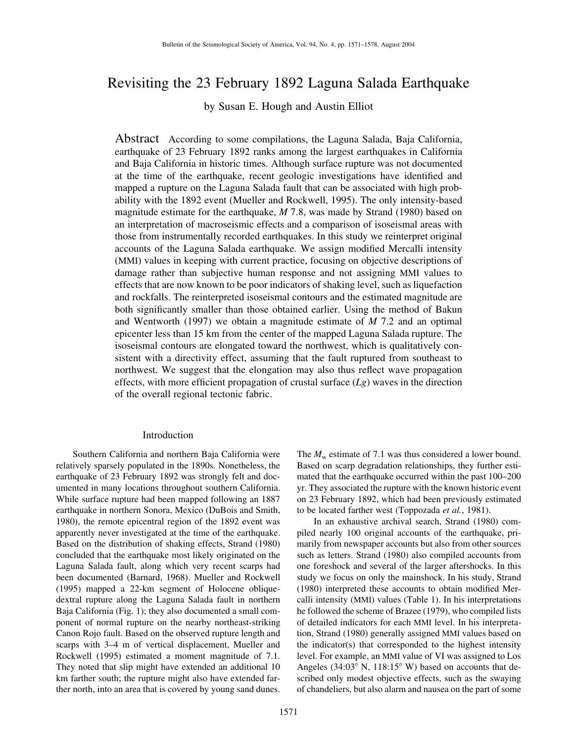# Revisiting the 23 February 1892 Laguna Salada Earthquake

by Susan E. Hough and Austin Elliot

**Abstract** According to some compilations, the Laguna Salada, Baja California, earthquake of 23 February 1892 ranks among the largest earthquakes in California and Baja California in historic times. Although surface rupture was not documented at the time of the earthquake, recent geologic investigations have identified and mapped a rupture on the Laguna Salada fault that can be associated with high probability with the 1892 event (Mueller and Rockwell, 1995). The only intensity-based magnitude estimate for the earthquake, *M* 7.8, was made by Strand (1980) based on an interpretation of macroseismic effects and a comparison of isoseismal areas with those from instrumentally recorded earthquakes. In this study we reinterpret original accounts of the Laguna Salada earthquake. We assign modified Mercalli intensity (MMI) values in keeping with current practice, focusing on objective descriptions of damage rather than subjective human response and not assigning MMI values to effects that are now known to be poor indicators of shaking level, such as liquefaction and rockfalls. The reinterpreted isoseismal contours and the estimated magnitude are both significantly smaller than those obtained earlier. Using the method of Bakun and Wentworth (1997) we obtain a magnitude estimate of *M* 7.2 and an optimal epicenter less than 15 km from the center of the mapped Laguna Salada rupture. The isoseismal contours are elongated toward the northwest, which is qualitatively consistent with a directivity effect, assuming that the fault ruptured from southeast to northwest. We suggest that the elongation may also thus reflect wave propagation effects, with more efficient propagation of crustal surface (*Lg*) waves in the direction of the overall regional tectonic fabric.

## Introduction

Southern California and northern Baja California were relatively sparsely populated in the 1890s. Nonetheless, the earthquake of 23 February 1892 was strongly felt and documented in many locations throughout southern California. While surface rupture had been mapped following an 1887 earthquake in northern Sonora, Mexico (DuBois and Smith, 1980), the remote epicentral region of the 1892 event was apparently never investigated at the time of the earthquake. Based on the distribution of shaking effects, Strand (1980) concluded that the earthquake most likely originated on the Laguna Salada fault, along which very recent scarps had been documented (Barnard, 1968). Mueller and Rockwell (1995) mapped a 22-km segment of Holocene oblique-dextral rupture along the Laguna Salada fault in northern Baja California (Fig. 1); they also documented a small component of normal rupture on the nearby northeast-striking Canon Rojo fault. Based on the observed rupture length and scarps with 3–4 m of vertical displacement, Mueller and Rockwell (1995) estimated a moment magnitude of 7.1. They noted that slip might have extended an additional 10 km farther south; the rupture might also have extended farther north, into an area that is covered by young sand dunes. The $M_w$ estimate of 7.1 was thus considered a lower bound. Based on scarp degradation relationships, they further estimated that the earthquake occurred within the past 100–200 yr. They associated the rupture with the known historic event on 23 February 1892, which had been previously estimated to be located farther west (Toppozada *et al.*, 1981).

In an exhaustive archival search, Strand (1980) compiled nearly 100 original accounts of the earthquake, primarily from newspaper accounts but also from other sources such as letters. Strand (1980) also compiled accounts from one foreshock and several of the larger aftershocks. In this study we focus on only the mainshock. In his study, Strand (1980) interpreted these accounts to obtain modified Mercalli intensity (MMI) values (Table 1). In his interpretations he followed the scheme of Brazee (1979), who compiled lists of detailed indicators for each MMI level. In his interpretation, Strand (1980) generally assigned MMI values based on the indicator(s) that corresponded to the highest intensity level. For example, an MMI value of VI was assigned to Los Angeles (34:03° N, 118:15° W) based on accounts that described only modest objective effects, such as the swaying of chandeliers, but also alarm and nausea on the part of some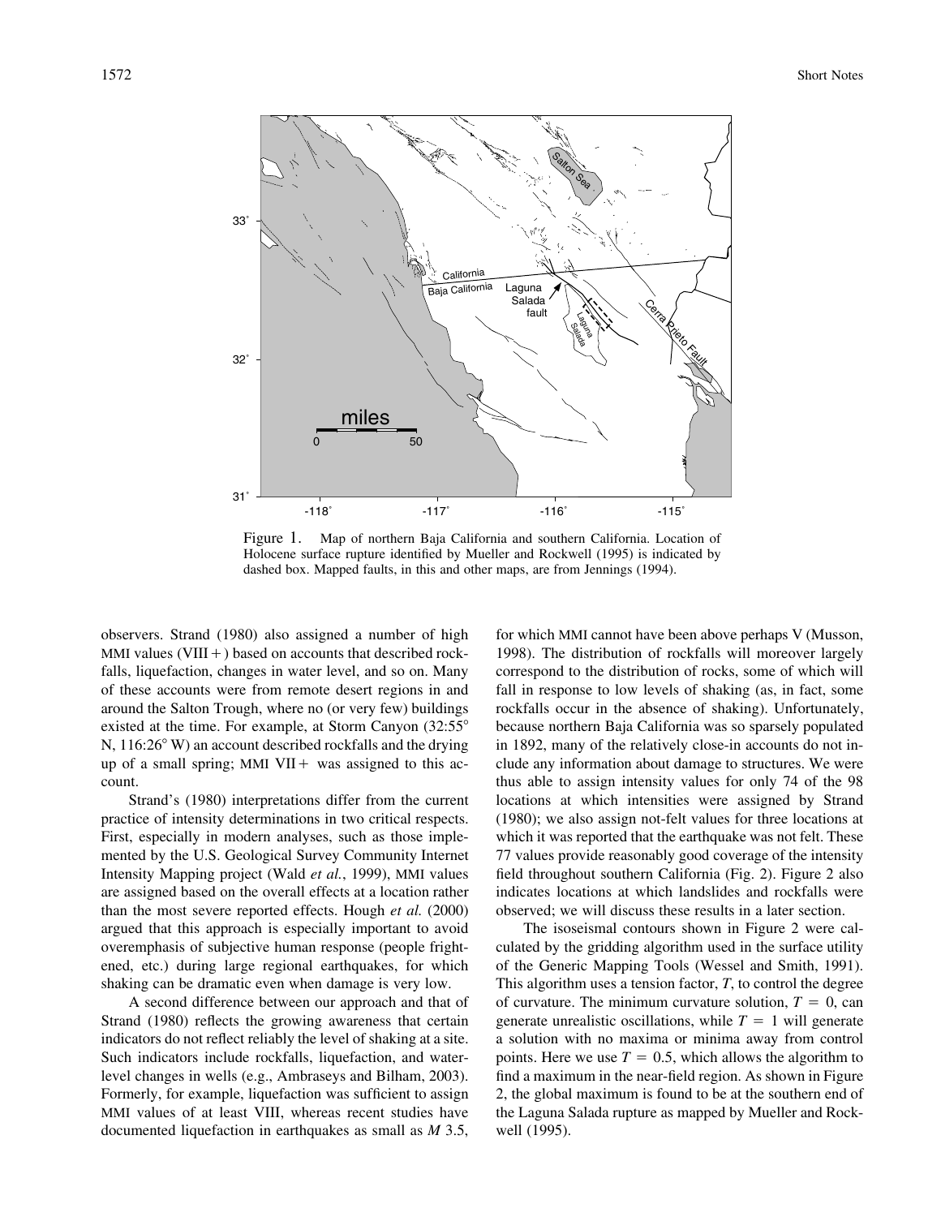Figure 1. Map of northern Baja California and southern California. Location of Holocene surface rupture identified by Mueller and Rockwell (1995) is indicated by dashed box. Mapped faults, in this and other maps, are from Jennings (1994).

observers. Strand (1980) also assigned a number of high MMI values (VIII+) based on accounts that described rockfalls, liquefaction, changes in water level, and so on. Many of these accounts were from remote desert regions in and around the Salton Trough, where no (or very few) buildings existed at the time. For example, at Storm Canyon (32:55° N, 116:26° W) an account described rockfalls and the drying up of a small spring; MMI VII+ was assigned to this account.

Strand's (1980) interpretations differ from the current practice of intensity determinations in two critical respects. First, especially in modern analyses, such as those implemented by the U.S. Geological Survey Community Internet Intensity Mapping project (Wald *et al.*, 1999), MMI values are assigned based on the overall effects at a location rather than the most severe reported effects. Hough *et al.* (2000) argued that this approach is especially important to avoid overemphasis of subjective human response (people frightened, etc.) during large regional earthquakes, for which shaking can be dramatic even when damage is very low.

A second difference between our approach and that of Strand (1980) reflects the growing awareness that certain indicators do not reflect reliably the level of shaking at a site. Such indicators include rockfalls, liquefaction, and water-level changes in wells (e.g., Ambraseys and Bilham, 2003). Formerly, for example, liquefaction was sufficient to assign MMI values of at least VIII, whereas recent studies have documented liquefaction in earthquakes as small as *M* 3.5, for which MMI cannot have been above perhaps V (Musson, 1998). The distribution of rockfalls will moreover largely correspond to the distribution of rocks, some of which will fall in response to low levels of shaking (as, in fact, some rockfalls occur in the absence of shaking). Unfortunately, because northern Baja California was so sparsely populated in 1892, many of the relatively close-in accounts do not include any information about damage to structures. We were thus able to assign intensity values for only 74 of the 98 locations at which intensities were assigned by Strand (1980); we also assign not-felt values for three locations at which it was reported that the earthquake was not felt. These 77 values provide reasonably good coverage of the intensity field throughout southern California (Fig. 2). Figure 2 also indicates locations at which landslides and rockfalls were observed; we will discuss these results in a later section.

The isoseismal contours shown in Figure 2 were calculated by the gridding algorithm used in the surface utility of the Generic Mapping Tools (Wessel and Smith, 1991). This algorithm uses a tension factor, $T$, to control the degree of curvature. The minimum curvature solution, $T = 0$, can generate unrealistic oscillations, while $T = 1$ will generate a solution with no maxima or minima away from control points. Here we use $T = 0.5$, which allows the algorithm to find a maximum in the near-field region. As shown in Figure 2, the global maximum is found to be at the southern end of the Laguna Salada rupture as mapped by Mueller and Rockwell (1995).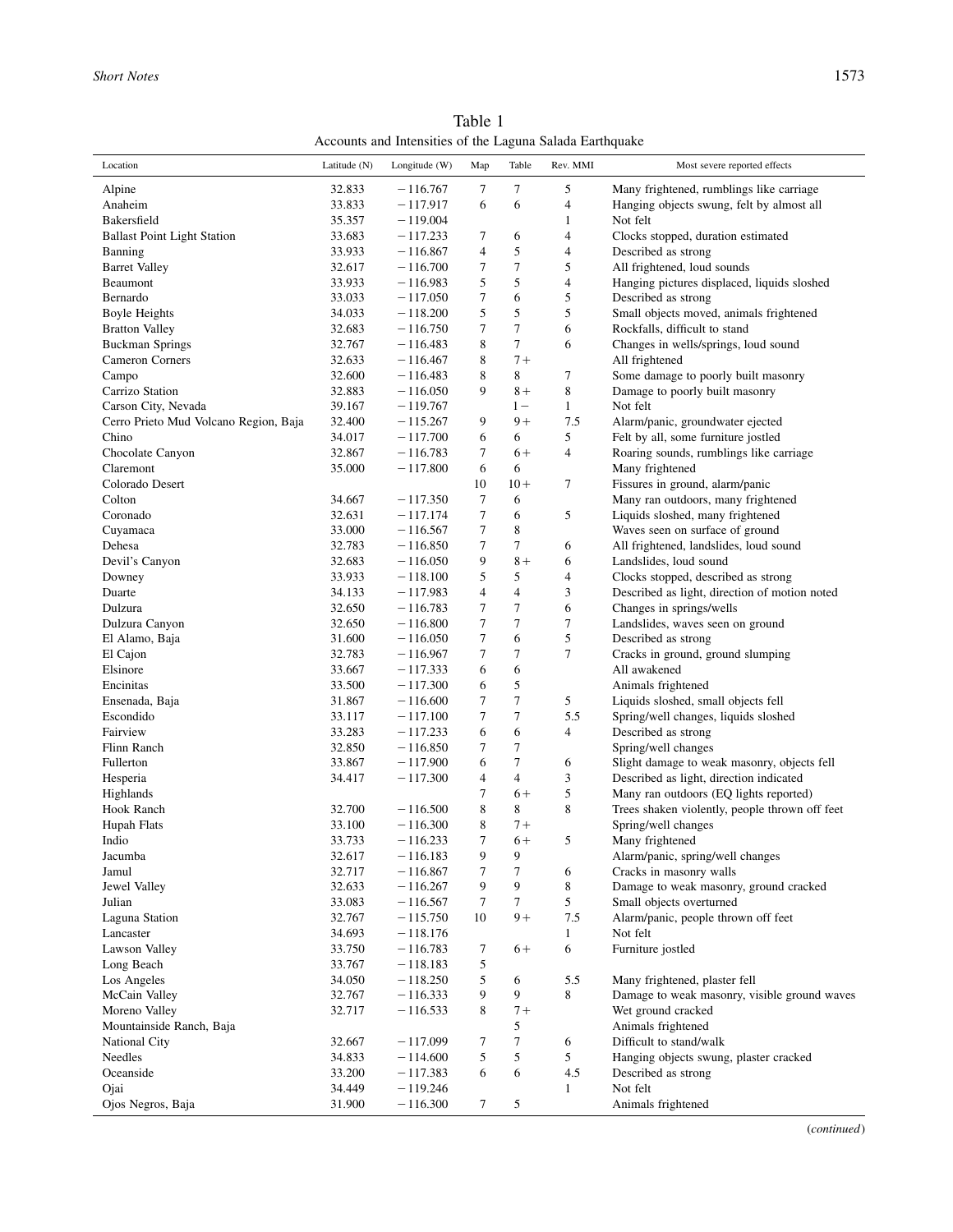Table 1

Accounts and Intensities of the Laguna Salada Earthquake

| Location | Latitude (N) | Longitude (W) | Map | Table | Rev. MMI | Most severe reported effects |
|---|---|---|---|---|---|---|
| Alpine | 32.833 | −116.767 | 7 | 7 | 5 | Many frightened, rumblings like carriage |
| Anaheim | 33.833 | −117.917 | 6 | 6 | 4 | Hanging objects swung, felt by almost all |
| Bakersfield | 35.357 | −119.004 | | | 1 | Not felt |
| Ballast Point Light Station | 33.683 | −117.233 | 7 | 6 | 4 | Clocks stopped, duration estimated |
| Banning | 33.933 | −116.867 | 4 | 5 | 4 | Described as strong |
| Barret Valley | 32.617 | −116.700 | 7 | 7 | 5 | All frightened, loud sounds |
| Beaumont | 33.933 | −116.983 | 5 | 5 | 4 | Hanging pictures displaced, liquids sloshed |
| Bernardo | 33.033 | −117.050 | 7 | 6 | 5 | Described as strong |
| Boyle Heights | 34.033 | −118.200 | 5 | 5 | 5 | Small objects moved, animals frightened |
| Bratton Valley | 32.683 | −116.750 | 7 | 7 | 6 | Rockfalls, difficult to stand |
| Buckman Springs | 32.767 | −116.483 | 8 | 7 | 6 | Changes in wells/springs, loud sound |
| Cameron Corners | 32.633 | −116.467 | 8 | 7+ | | All frightened |
| Campo | 32.600 | −116.483 | 8 | 8 | 7 | Some damage to poorly built masonry |
| Carrizo Station | 32.883 | −116.050 | 9 | 8+ | 8 | Damage to poorly built masonry |
| Carson City, Nevada | 39.167 | −119.767 | | 1− | 1 | Not felt |
| Cerro Prieto Mud Volcano Region, Baja | 32.400 | −115.267 | 9 | 9+ | 7.5 | Alarm/panic, groundwater ejected |
| Chino | 34.017 | −117.700 | 6 | 6 | 5 | Felt by all, some furniture jostled |
| Chocolate Canyon | 32.867 | −116.783 | 7 | 6+ | 4 | Roaring sounds, rumblings like carriage |
| Claremont | 35.000 | −117.800 | 6 | 6 | | Many frightened |
| Colorado Desert | | | 10 | 10+ | 7 | Fissures in ground, alarm/panic |
| Colton | 34.667 | −117.350 | 7 | 6 | | Many ran outdoors, many frightened |
| Coronado | 32.631 | −117.174 | 7 | 6 | 5 | Liquids sloshed, many frightened |
| Cuyamaca | 33.000 | −116.567 | 7 | 8 | | Waves seen on surface of ground |
| Dehesa | 32.783 | −116.850 | 7 | 7 | 6 | All frightened, landslides, loud sound |
| Devil's Canyon | 32.683 | −116.050 | 9 | 8+ | 6 | Landslides, loud sound |
| Downey | 33.933 | −118.100 | 5 | 5 | 4 | Clocks stopped, described as strong |
| Duarte | 34.133 | −117.983 | 4 | 4 | 3 | Described as light, direction of motion noted |
| Dulzura | 32.650 | −116.783 | 7 | 7 | 6 | Changes in springs/wells |
| Dulzura Canyon | 32.650 | −116.800 | 7 | 7 | 7 | Landslides, waves seen on ground |
| El Alamo, Baja | 31.600 | −116.050 | 7 | 6 | 5 | Described as strong |
| El Cajon | 32.783 | −116.967 | 7 | 7 | 7 | Cracks in ground, ground slumping |
| Elsinore | 33.667 | −117.333 | 6 | 6 | | All awakened |
| Encinitas | 33.500 | −117.300 | 6 | 5 | | Animals frightened |
| Ensenada, Baja | 31.867 | −116.600 | 7 | 7 | 5 | Liquids sloshed, small objects fell |
| Escondido | 33.117 | −117.100 | 7 | 7 | 5.5 | Spring/well changes, liquids sloshed |
| Fairview | 33.283 | −117.233 | 6 | 6 | 4 | Described as strong |
| Flinn Ranch | 32.850 | −116.850 | 7 | 7 | | Spring/well changes |
| Fullerton | 33.867 | −117.900 | 6 | 7 | 6 | Slight damage to weak masonry, objects fell |
| Hesperia | 34.417 | −117.300 | 4 | 4 | 3 | Described as light, direction indicated |
| Highlands | | | 7 | 6+ | 5 | Many ran outdoors (EQ lights reported) |
| Hook Ranch | 32.700 | −116.500 | 8 | 8 | 8 | Trees shaken violently, people thrown off feet |
| Hupah Flats | 33.100 | −116.300 | 8 | 7+ | | Spring/well changes |
| Indio | 33.733 | −116.233 | 7 | 6+ | 5 | Many frightened |
| Jacumba | 32.617 | −116.183 | 9 | 9 | | Alarm/panic, spring/well changes |
| Jamul | 32.717 | −116.867 | 7 | 7 | 6 | Cracks in masonry walls |
| Jewel Valley | 32.633 | −116.267 | 9 | 9 | 8 | Damage to weak masonry, ground cracked |
| Julian | 33.083 | −116.567 | 7 | 7 | 5 | Small objects overturned |
| Laguna Station | 32.767 | −115.750 | 10 | 9+ | 7.5 | Alarm/panic, people thrown off feet |
| Lancaster | 34.693 | −118.176 | | | 1 | Not felt |
| Lawson Valley | 33.750 | −116.783 | 7 | 6+ | 6 | Furniture jostled |
| Long Beach | 33.767 | −118.183 | 5 | | | |
| Los Angeles | 34.050 | −118.250 | 5 | 6 | 5.5 | Many frightened, plaster fell |
| McCain Valley | 32.767 | −116.333 | 9 | 9 | 8 | Damage to weak masonry, visible ground waves |
| Moreno Valley | 32.717 | −116.533 | 8 | 7+ | | Wet ground cracked |
| Mountainside Ranch, Baja | | | | 5 | | Animals frightened |
| National City | 32.667 | −117.099 | 7 | 7 | 6 | Difficult to stand/walk |
| Needles | 34.833 | −114.600 | 5 | 5 | 5 | Hanging objects swung, plaster cracked |
| Oceanside | 33.200 | −117.383 | 6 | 6 | 4.5 | Described as strong |
| Ojai | 34.449 | −119.246 | | | 1 | Not felt |
| Ojos Negros, Baja | 31.900 | −116.300 | 7 | 5 | | Animals frightened |

(*continued*)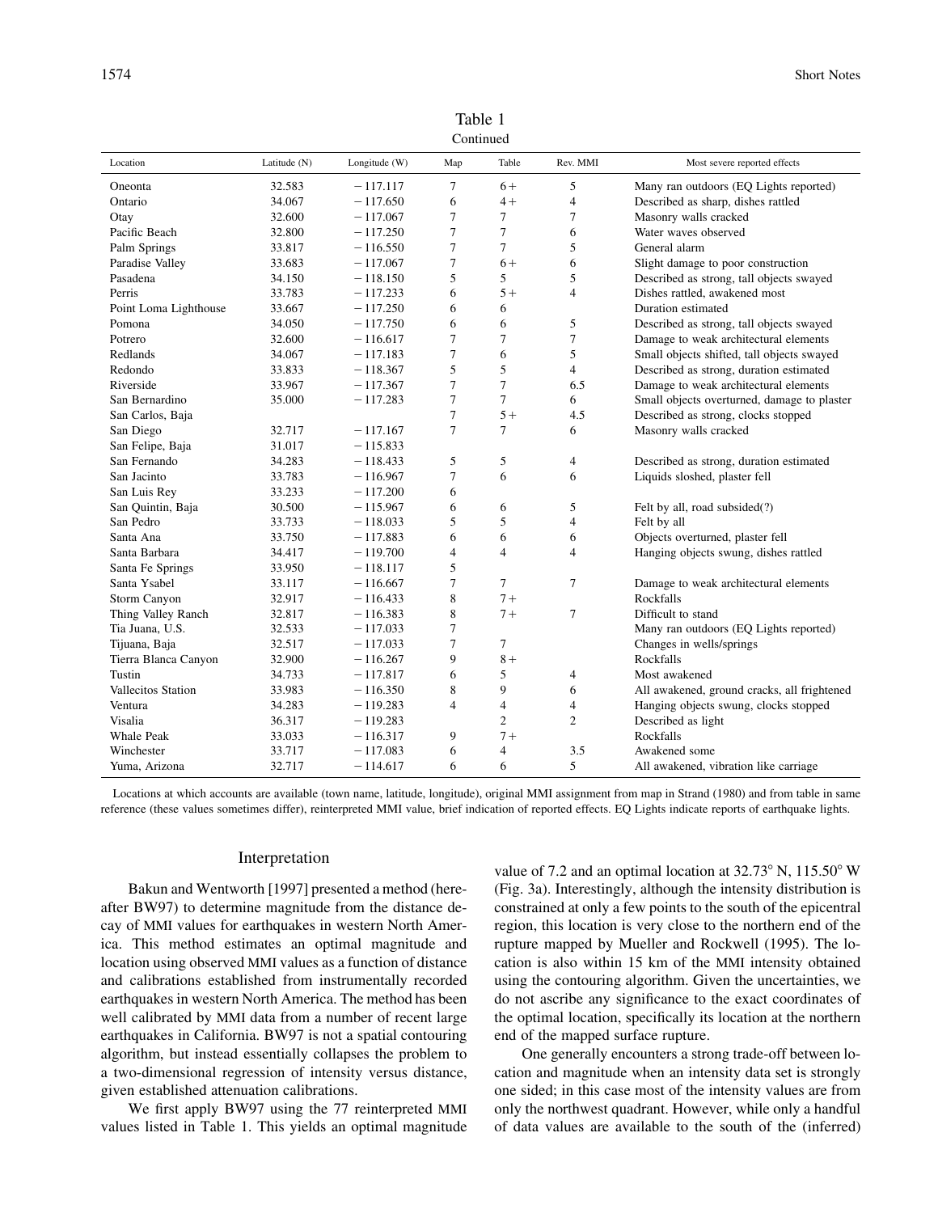Table 1

Continued

| Location | Latitude (N) | Longitude (W) | Map | Table | Rev. MMI | Most severe reported effects |
|---|---|---|---|---|---|---|
| Oneonta | 32.583 | −117.117 | 7 | 6+ | 5 | Many ran outdoors (EQ Lights reported) |
| Ontario | 34.067 | −117.650 | 6 | 4+ | 4 | Described as sharp, dishes rattled |
| Otay | 32.600 | −117.067 | 7 | 7 | 7 | Masonry walls cracked |
| Pacific Beach | 32.800 | −117.250 | 7 | 7 | 6 | Water waves observed |
| Palm Springs | 33.817 | −116.550 | 7 | 7 | 5 | General alarm |
| Paradise Valley | 33.683 | −117.067 | 7 | 6+ | 6 | Slight damage to poor construction |
| Pasadena | 34.150 | −118.150 | 5 | 5 | 5 | Described as strong, tall objects swayed |
| Perris | 33.783 | −117.233 | 6 | 5+ | 4 | Dishes rattled, awakened most |
| Point Loma Lighthouse | 33.667 | −117.250 | 6 | 6 | | Duration estimated |
| Pomona | 34.050 | −117.750 | 6 | 6 | 5 | Described as strong, tall objects swayed |
| Potrero | 32.600 | −116.617 | 7 | 7 | 7 | Damage to weak architectural elements |
| Redlands | 34.067 | −117.183 | 7 | 6 | 5 | Small objects shifted, tall objects swayed |
| Redondo | 33.833 | −118.367 | 5 | 5 | 4 | Described as strong, duration estimated |
| Riverside | 33.967 | −117.367 | 7 | 7 | 6.5 | Damage to weak architectural elements |
| San Bernardino | 35.000 | −117.283 | 7 | 7 | 6 | Small objects overturned, damage to plaster |
| San Carlos, Baja | | | 7 | 5+ | 4.5 | Described as strong, clocks stopped |
| San Diego | 32.717 | −117.167 | 7 | 7 | 6 | Masonry walls cracked |
| San Felipe, Baja | 31.017 | −115.833 | | | | |
| San Fernando | 34.283 | −118.433 | 5 | 5 | 4 | Described as strong, duration estimated |
| San Jacinto | 33.783 | −116.967 | 7 | 6 | 6 | Liquids sloshed, plaster fell |
| San Luis Rey | 33.233 | −117.200 | 6 | | | |
| San Quintin, Baja | 30.500 | −115.967 | 6 | 6 | 5 | Felt by all, road subsided(?) |
| San Pedro | 33.733 | −118.033 | 5 | 5 | 4 | Felt by all |
| Santa Ana | 33.750 | −117.883 | 6 | 6 | 6 | Objects overturned, plaster fell |
| Santa Barbara | 34.417 | −119.700 | 4 | 4 | 4 | Hanging objects swung, dishes rattled |
| Santa Fe Springs | 33.950 | −118.117 | 5 | | | |
| Santa Ysabel | 33.117 | −116.667 | 7 | 7 | 7 | Damage to weak architectural elements |
| Storm Canyon | 32.917 | −116.433 | 8 | 7+ | | Rockfalls |
| Thing Valley Ranch | 32.817 | −116.383 | 8 | 7+ | 7 | Difficult to stand |
| Tia Juana, U.S. | 32.533 | −117.033 | 7 | | | Many ran outdoors (EQ Lights reported) |
| Tijuana, Baja | 32.517 | −117.033 | 7 | 7 | | Changes in wells/springs |
| Tierra Blanca Canyon | 32.900 | −116.267 | 9 | 8+ | | Rockfalls |
| Tustin | 34.733 | −117.817 | 6 | 5 | 4 | Most awakened |
| Vallecitos Station | 33.983 | −116.350 | 8 | 9 | 6 | All awakened, ground cracks, all frightened |
| Ventura | 34.283 | −119.283 | 4 | 4 | 4 | Hanging objects swung, clocks stopped |
| Visalia | 36.317 | −119.283 | | 2 | 2 | Described as light |
| Whale Peak | 33.033 | −116.317 | 9 | 7+ | | Rockfalls |
| Winchester | 33.717 | −117.083 | 6 | 4 | 3.5 | Awakened some |
| Yuma, Arizona | 32.717 | −114.617 | 6 | 6 | 5 | All awakened, vibration like carriage |

Locations at which accounts are available (town name, latitude, longitude), original MMI assignment from map in Strand (1980) and from table in same reference (these values sometimes differ), reinterpreted MMI value, brief indication of reported effects. EQ Lights indicate reports of earthquake lights.

## Interpretation

Bakun and Wentworth [1997] presented a method (hereafter BW97) to determine magnitude from the distance decay of MMI values for earthquakes in western North America. This method estimates an optimal magnitude and location using observed MMI values as a function of distance and calibrations established from instrumentally recorded earthquakes in western North America. The method has been well calibrated by MMI data from a number of recent large earthquakes in California. BW97 is not a spatial contouring algorithm, but instead essentially collapses the problem to a two-dimensional regression of intensity versus distance, given established attenuation calibrations.

We first apply BW97 using the 77 reinterpreted MMI values listed in Table 1. This yields an optimal magnitude value of 7.2 and an optimal location at 32.73° N, 115.50° W (Fig. 3a). Interestingly, although the intensity distribution is constrained at only a few points to the south of the epicentral region, this location is very close to the northern end of the rupture mapped by Mueller and Rockwell (1995). The location is also within 15 km of the MMI intensity obtained using the contouring algorithm. Given the uncertainties, we do not ascribe any significance to the exact coordinates of the optimal location, specifically its location at the northern end of the mapped surface rupture.

One generally encounters a strong trade-off between location and magnitude when an intensity data set is strongly one sided; in this case most of the intensity values are from only the northwest quadrant. However, while only a handful of data values are available to the south of the (inferred)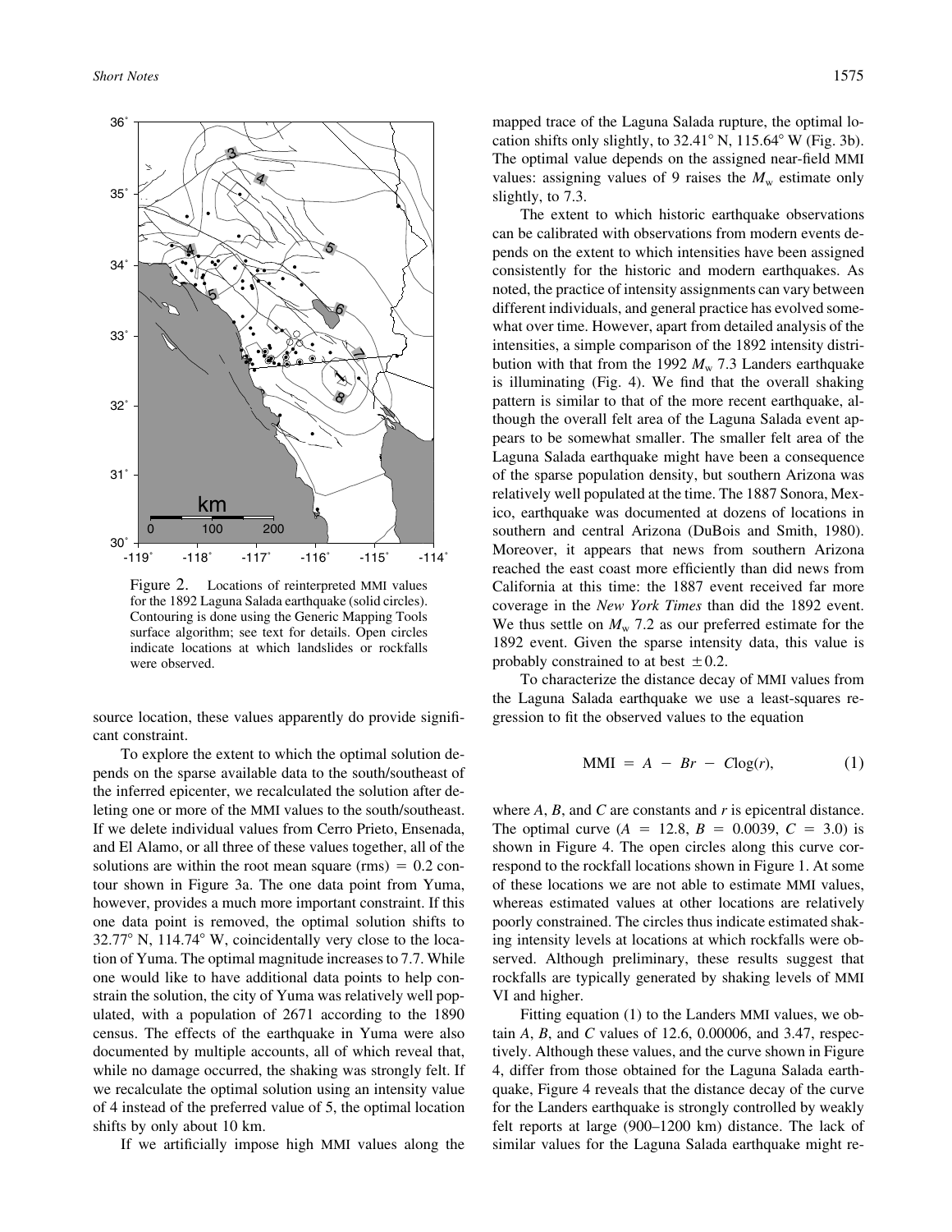Figure 2. Locations of reinterpreted MMI values for the 1892 Laguna Salada earthquake (solid circles). Contouring is done using the Generic Mapping Tools surface algorithm; see text for details. Open circles indicate locations at which landslides or rockfalls were observed.

source location, these values apparently do provide significant constraint.

To explore the extent to which the optimal solution depends on the sparse available data to the south/southeast of the inferred epicenter, we recalculated the solution after deleting one or more of the MMI values to the south/southeast. If we delete individual values from Cerro Prieto, Ensenada, and El Alamo, or all three of these values together, all of the solutions are within the root mean square (rms) = 0.2 contour shown in Figure 3a. The one data point from Yuma, however, provides a much more important constraint. If this one data point is removed, the optimal solution shifts to 32.77° N, 114.74° W, coincidentally very close to the location of Yuma. The optimal magnitude increases to 7.7. While one would like to have additional data points to help constrain the solution, the city of Yuma was relatively well populated, with a population of 2671 according to the 1890 census. The effects of the earthquake in Yuma were also documented by multiple accounts, all of which reveal that, while no damage occurred, the shaking was strongly felt. If we recalculate the optimal solution using an intensity value of 4 instead of the preferred value of 5, the optimal location shifts by only about 10 km.

If we artificially impose high MMI values along the mapped trace of the Laguna Salada rupture, the optimal location shifts only slightly, to 32.41° N, 115.64° W (Fig. 3b). The optimal value depends on the assigned near-field MMI values: assigning values of 9 raises the $M_w$ estimate only slightly, to 7.3.

The extent to which historic earthquake observations can be calibrated with observations from modern events depends on the extent to which intensities have been assigned consistently for the historic and modern earthquakes. As noted, the practice of intensity assignments can vary between different individuals, and general practice has evolved somewhat over time. However, apart from detailed analysis of the intensities, a simple comparison of the 1892 intensity distribution with that from the 1992 $M_w$ 7.3 Landers earthquake is illuminating (Fig. 4). We find that the overall shaking pattern is similar to that of the more recent earthquake, although the overall felt area of the Laguna Salada event appears to be somewhat smaller. The smaller felt area of the Laguna Salada earthquake might have been a consequence of the sparse population density, but southern Arizona was relatively well populated at the time. The 1887 Sonora, Mexico, earthquake was documented at dozens of locations in southern and central Arizona (DuBois and Smith, 1980). Moreover, it appears that news from southern Arizona reached the east coast more efficiently than did news from California at this time: the 1887 event received far more coverage in the *New York Times* than did the 1892 event. We thus settle on $M_w$ 7.2 as our preferred estimate for the 1892 event. Given the sparse intensity data, this value is probably constrained to at best $\pm 0.2$.

To characterize the distance decay of MMI values from the Laguna Salada earthquake we use a least-squares regression to fit the observed values to the equation

$$\text{MMI} = A - Br - C\log(r), \tag{1}$$

where $A$, $B$, and $C$ are constants and $r$ is epicentral distance. The optimal curve ($A = 12.8$, $B = 0.0039$, $C = 3.0$) is shown in Figure 4. The open circles along this curve correspond to the rockfall locations shown in Figure 1. At some of these locations we are not able to estimate MMI values, whereas estimated values at other locations are relatively poorly constrained. The circles thus indicate estimated shaking intensity levels at locations at which rockfalls were observed. Although preliminary, these results suggest that rockfalls are typically generated by shaking levels of MMI VI and higher.

Fitting equation (1) to the Landers MMI values, we obtain $A$, $B$, and $C$ values of 12.6, 0.00006, and 3.47, respectively. Although these values, and the curve shown in Figure 4, differ from those obtained for the Laguna Salada earthquake, Figure 4 reveals that the distance decay of the curve for the Landers earthquake is strongly controlled by weakly felt reports at large (900–1200 km) distance. The lack of similar values for the Laguna Salada earthquake might re-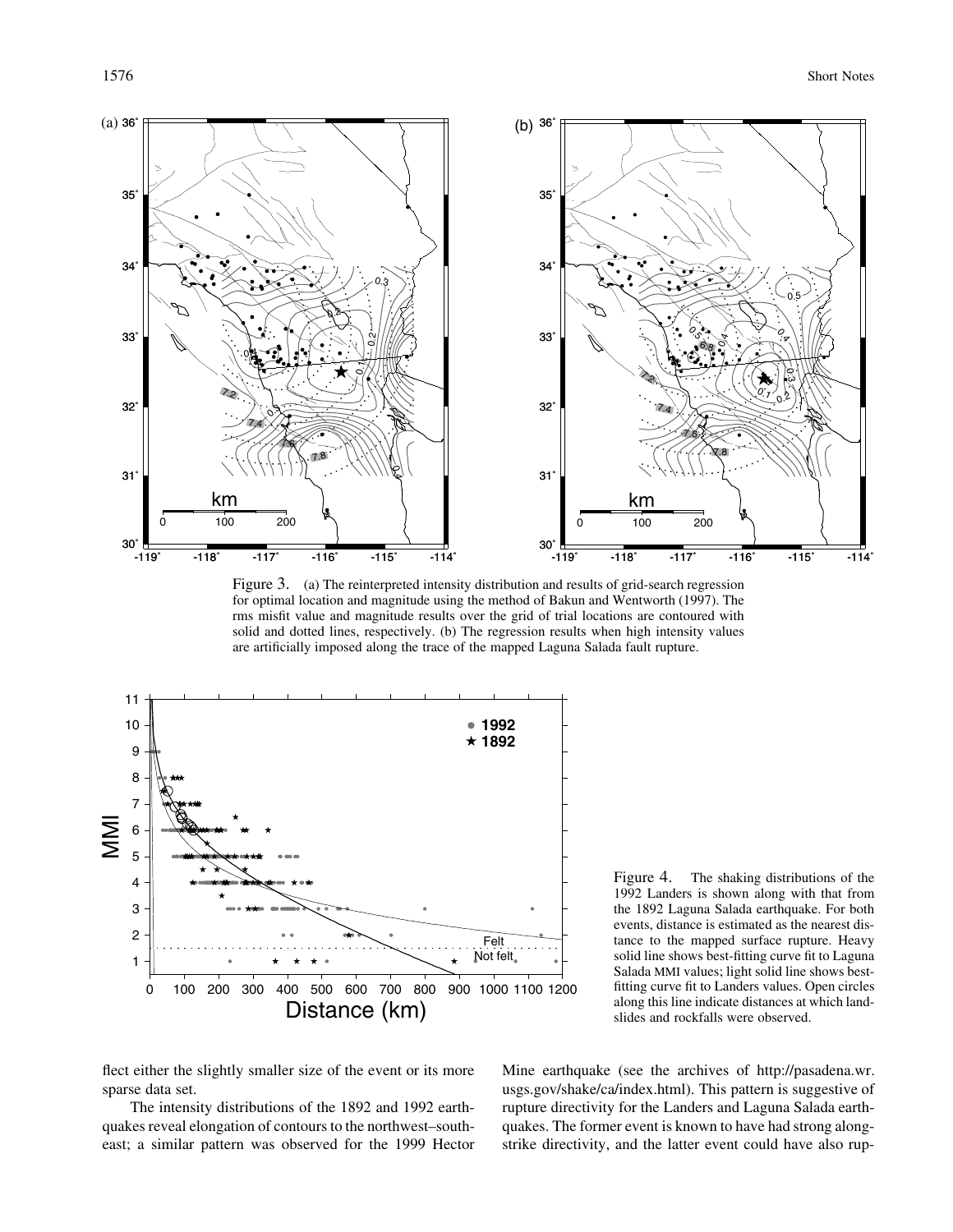Figure 3. (a) The reinterpreted intensity distribution and results of grid-search regression for optimal location and magnitude using the method of Bakun and Wentworth (1997). The rms misfit value and magnitude results over the grid of trial locations are contoured with solid and dotted lines, respectively. (b) The regression results when high intensity values are artificially imposed along the trace of the mapped Laguna Salada fault rupture.

Figure 4. The shaking distributions of the 1992 Landers is shown along with that from the 1892 Laguna Salada earthquake. For both events, distance is estimated as the nearest distance to the mapped surface rupture. Heavy solid line shows best-fitting curve fit to Laguna Salada MMI values; light solid line shows best-fitting curve fit to Landers values. Open circles along this line indicate distances at which landslides and rockfalls were observed.

flect either the slightly smaller size of the event or its more sparse data set.

The intensity distributions of the 1892 and 1992 earthquakes reveal elongation of contours to the northwest–southeast; a similar pattern was observed for the 1999 Hector Mine earthquake (see the archives of http://pasadena.wr.usgs.gov/shake/ca/index.html). This pattern is suggestive of rupture directivity for the Landers and Laguna Salada earthquakes. The former event is known to have had strong along-strike directivity, and the latter event could have also rup-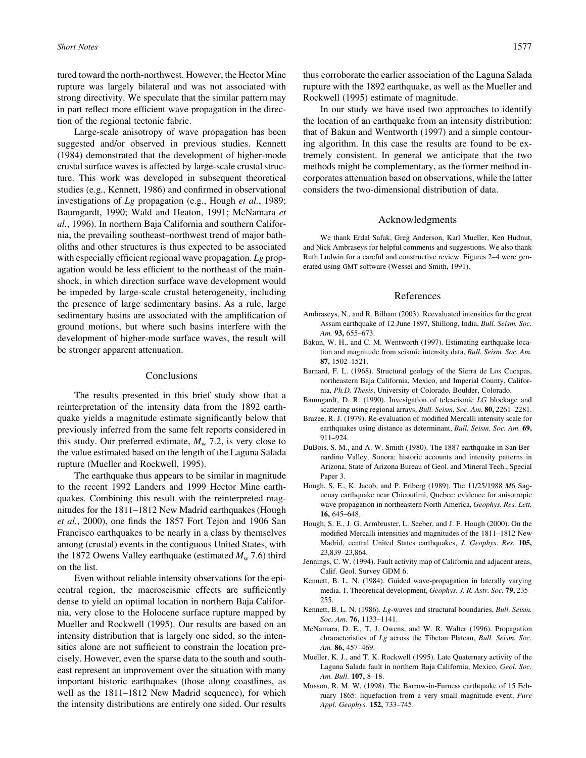tured toward the north-northwest. However, the Hector Mine rupture was largely bilateral and was not associated with strong directivity. We speculate that the similar pattern may in part reflect more efficient wave propagation in the direction of the regional tectonic fabric.

Large-scale anisotropy of wave propagation has been suggested and/or observed in previous studies. Kennett (1984) demonstrated that the development of higher-mode crustal surface waves is affected by large-scale crustal structure. This work was developed in subsequent theoretical studies (e.g., Kennett, 1986) and confirmed in observational investigations of *Lg* propagation (e.g., Hough *et al.*, 1989; Baumgardt, 1990; Wald and Heaton, 1991; McNamara *et al.*, 1996). In northern Baja California and southern California, the prevailing southeast–northwest trend of major batholiths and other structures is thus expected to be associated with especially efficient regional wave propagation. *Lg* propagation would be less efficient to the northeast of the mainshock, in which direction surface wave development would be impeded by large-scale crustal heterogeneity, including the presence of large sedimentary basins. As a rule, large sedimentary basins are associated with the amplification of ground motions, but where such basins interfere with the development of higher-mode surface waves, the result will be stronger apparent attenuation.

## Conclusions

The results presented in this brief study show that a reinterpretation of the intensity data from the 1892 earthquake yields a magnitude estimate significantly below that previously inferred from the same felt reports considered in this study. Our preferred estimate, $M_w$ 7.2, is very close to the value estimated based on the length of the Laguna Salada rupture (Mueller and Rockwell, 1995).

The earthquake thus appears to be similar in magnitude to the recent 1992 Landers and 1999 Hector Mine earthquakes. Combining this result with the reinterpreted magnitudes for the 1811–1812 New Madrid earthquakes (Hough *et al.*, 2000), one finds the 1857 Fort Tejon and 1906 San Francisco earthquakes to be nearly in a class by themselves among (crustal) events in the contiguous United States, with the 1872 Owens Valley earthquake (estimated $M_w$ 7.6) third on the list.

Even without reliable intensity observations for the epicentral region, the macroseismic effects are sufficiently dense to yield an optimal location in northern Baja California, very close to the Holocene surface rupture mapped by Mueller and Rockwell (1995). Our results are based on an intensity distribution that is largely one sided, so the intensities alone are not sufficient to constrain the location precisely. However, even the sparse data to the south and southeast represent an improvement over the situation with many important historic earthquakes (those along coastlines, as well as the 1811–1812 New Madrid sequence), for which the intensity distributions are entirely one sided. Our results thus corroborate the earlier association of the Laguna Salada rupture with the 1892 earthquake, as well as the Mueller and Rockwell (1995) estimate of magnitude.

In our study we have used two approaches to identify the location of an earthquake from an intensity distribution: that of Bakun and Wentworth (1997) and a simple contouring algorithm. In this case the results are found to be extremely consistent. In general we anticipate that the two methods might be complementary, as the former method incorporates attenuation based on observations, while the latter considers the two-dimensional distribution of data.

## Acknowledgments

We thank Erdal Safak, Greg Anderson, Karl Mueller, Ken Hudnut, and Nick Ambraseys for helpful comments and suggestions. We also thank Ruth Ludwin for a careful and constructive review. Figures 2–4 were generated using GMT software (Wessel and Smith, 1991).

## References

Ambraseys, N., and R. Bilham (2003). Reevaluated intensities for the great Assam earthquake of 12 June 1897, Shillong, India, *Bull. Seism. Soc. Am.* **93,** 655–673.

Bakun, W. H., and C. M. Wentworth (1997). Estimating earthquake location and magnitude from seismic intensity data, *Bull. Seism. Soc. Am.* **87,** 1502–1521.

Barnard, F. L. (1968). Structural geology of the Sierra de Los Cucapas, northeastern Baja California, Mexico, and Imperial County, California, *Ph.D. Thesis*, University of Colorado, Boulder, Colorado.

Baumgardt, D. R. (1990). Invesigation of teleseismic *LG* blockage and scattering using regional arrays, *Bull. Seism. Soc. Am.* **80,** 2261–2281.

Brazee, R. J. (1979). Re-evaluation of modified Mercalli intensity scale for earthquakes using distance as determinant, *Bull. Seism. Soc. Am.* **69,** 911–924.

DuBois, S. M., and A. W. Smith (1980). The 1887 earthquake in San Bernardino Valley, Sonora: historic accounts and intensity patterns in Arizona, State of Arizona Bureau of Geol. and Mineral Tech., Special Paper 3.

Hough, S. E., K. Jacob, and P. Friberg (1989). The 11/25/1988 *M*6 Saguenay earthquake near Chicoutimi, Quebec: evidence for anisotropic wave propagation in northeastern North America, *Geophys. Res. Lett.* **16,** 645–648.

Hough, S. E., J. G. Armbruster, L. Seeber, and J. F. Hough (2000). On the modified Mercalli intensities and magnitudes of the 1811–1812 New Madrid, central United States earthquakes, *J. Geophys. Res.* **105,** 23,839–23,864.

Jennings, C. W. (1994). Fault activity map of California and adjacent areas, Calif. Geol. Survey GDM 6.

Kennett, B. L. N. (1984). Guided wave-propagation in laterally varying media. 1. Theoretical development, *Geophys. J. R. Astr. Soc.* **79,** 235–255.

Kennett, B. L. N. (1986). *Lg*-waves and structural boundaries, *Bull. Seism. Soc. Am.* **76,** 1133–1141.

McNamara, D. E., T. J. Owens, and W. R. Walter (1996). Propagation chraracteristics of *Lg* across the Tibetan Plateau, *Bull. Seism. Soc. Am.* **86,** 457–469.

Mueller, K. J., and T. K. Rockwell (1995). Late Quaternary activity of the Laguna Salada fault in northern Baja California, Mexico, *Geol. Soc. Am. Bull.* **107,** 8–18.

Musson, R. M. W. (1998). The Barrow-in-Furness earthquake of 15 February 1865: liquefaction from a very small magnitude event, *Pure Appl. Geophys.* **152,** 733–745.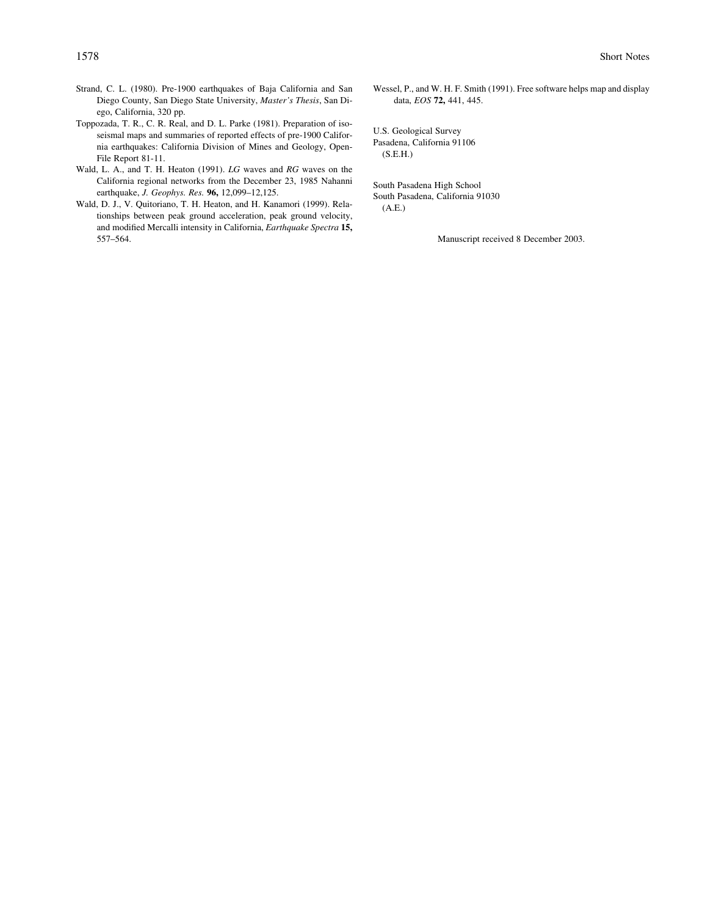Strand, C. L. (1980). Pre-1900 earthquakes of Baja California and San Diego County, San Diego State University, *Master's Thesis*, San Diego, California, 320 pp.

Toppozada, T. R., C. R. Real, and D. L. Parke (1981). Preparation of isoseismal maps and summaries of reported effects of pre-1900 California earthquakes: California Division of Mines and Geology, Open-File Report 81-11.

Wald, L. A., and T. H. Heaton (1991). *LG* waves and *RG* waves on the California regional networks from the December 23, 1985 Nahanni earthquake, *J. Geophys. Res.* **96,** 12,099–12,125.

Wald, D. J., V. Quitoriano, T. H. Heaton, and H. Kanamori (1999). Relationships between peak ground acceleration, peak ground velocity, and modified Mercalli intensity in California, *Earthquake Spectra* **15,** 557–564.

Wessel, P., and W. H. F. Smith (1991). Free software helps map and display data, *EOS* **72,** 441, 445.

U.S. Geological Survey
Pasadena, California 91106
(S.E.H.)

South Pasadena High School
South Pasadena, California 91030
(A.E.)

Manuscript received 8 December 2003.